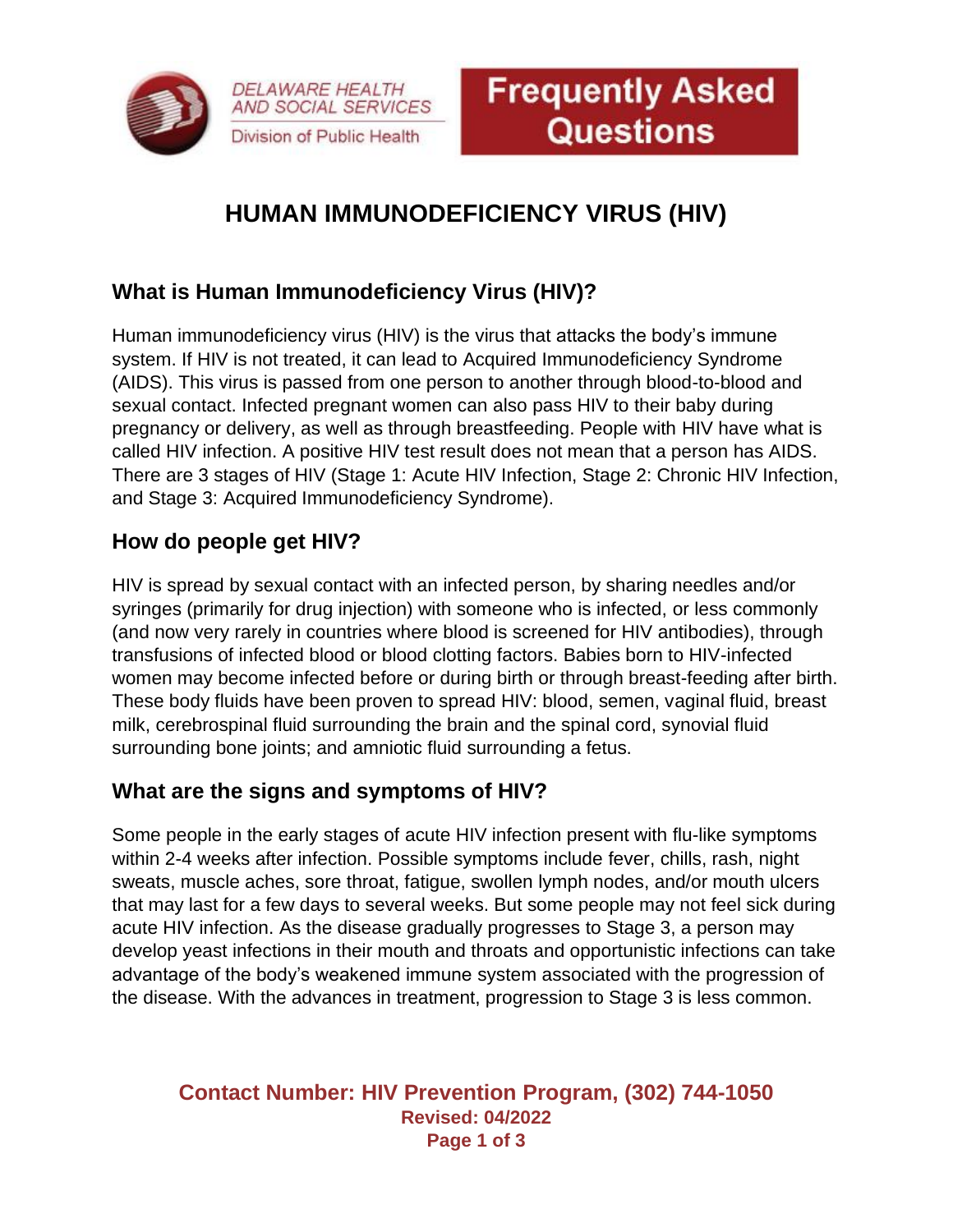DELAWARE HEALTH AND SOCIAL SERVICES

Division of Public Health

**Frequently Asked Questions**

# HUMAN IMMUNODEFICIENCY VIRUS (HIV)

## What is Human Immunodeficiency Virus (HIV)?

Human immunodeficiency virus (HIV) is the virus that attacks the body's immune system. If HIV is not treated, it can lead to Acquired Immunodeficiency Syndrome (AIDS). This virus is passed from one person to another through blood-to-blood and sexual contact. Infected pregnant women can also pass HIV to their baby during pregnancy or delivery, as well as through breastfeeding. People with HIV have what is called HIV infection. A positive HIV test result does not mean that a person has AIDS. There are 3 stages of HIV (Stage 1: Acute HIV Infection, Stage 2: Chronic HIV Infection, and Stage 3: Acquired Immunodeficiency Syndrome).

## How do people get HIV?

HIV is spread by sexual contact with an infected person, by sharing needles and/or syringes (primarily for drug injection) with someone who is infected, or less commonly (and now very rarely in countries where blood is screened for HIV antibodies), through transfusions of infected blood or blood clotting factors. Babies born to HIV-infected women may become infected before or during birth or through breast-feeding after birth. These body fluids have been proven to spread HIV: blood, semen, vaginal fluid, breast milk, cerebrospinal fluid surrounding the brain and the spinal cord, synovial fluid surrounding bone joints; and amniotic fluid surrounding a fetus.

## What are the signs and symptoms of HIV?

Some people in the early stages of acute HIV infection present with flu-like symptoms within 2-4 weeks after infection. Possible symptoms include fever, chills, rash, night sweats, muscle aches, sore throat, fatigue, swollen lymph nodes, and/or mouth ulcers that may last for a few days to several weeks. But some people may not feel sick during acute HIV infection. As the disease gradually progresses to Stage 3, a person may develop yeast infections in their mouth and throats and opportunistic infections can take advantage of the body's weakened immune system associated with the progression of the disease. With the advances in treatment, progression to Stage 3 is less common.

**Contact Number: HIV Prevention Program, (302) 744-1050**

**Revised: 04/2022**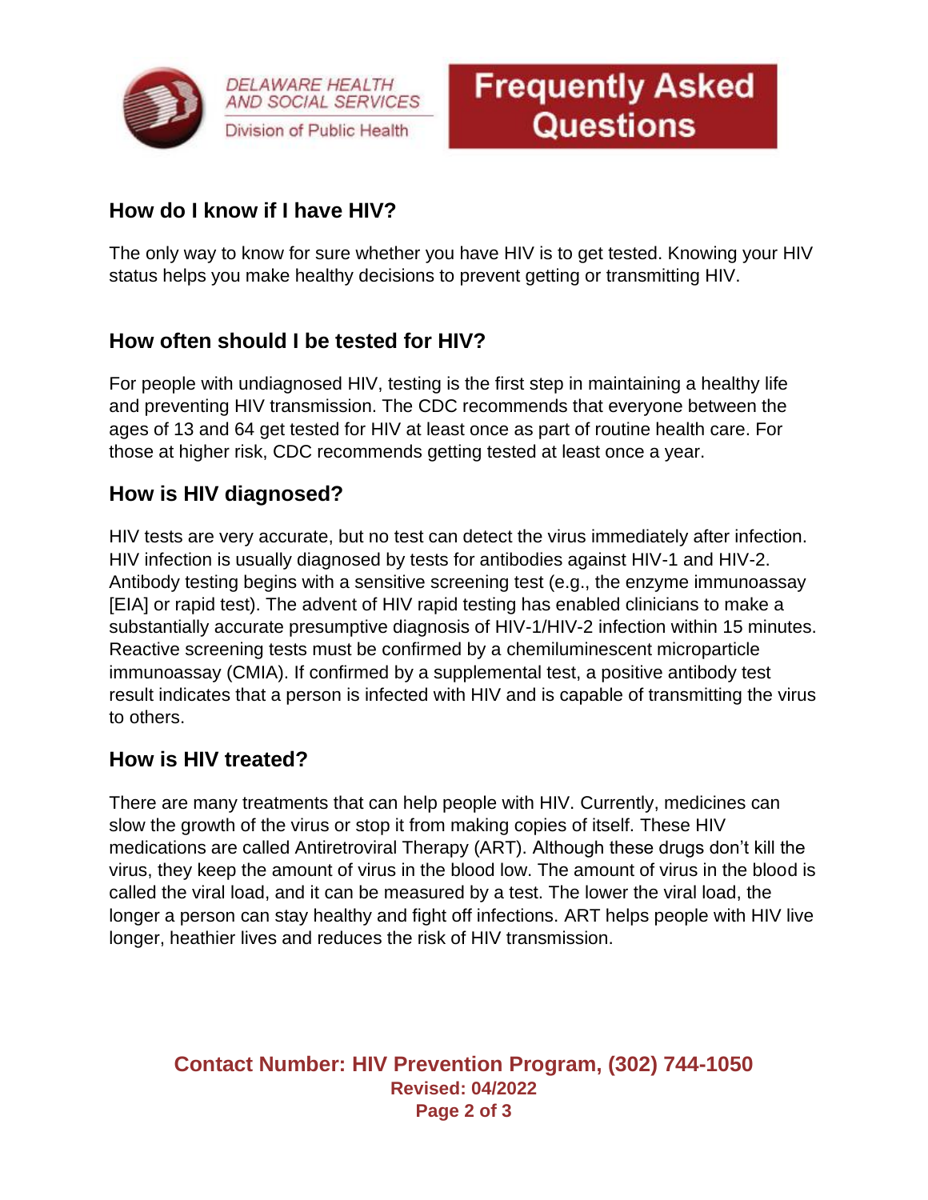## How do I know if I have HIV?

The only way to know for sure whether you have HIV is to get tested. Knowing your HIV status helps you make healthy decisions to prevent getting or transmitting HIV.

## How often should I be tested for HIV?

For people with undiagnosed HIV, testing is the first step in maintaining a healthy life and preventing HIV transmission. The CDC recommends that everyone between the ages of 13 and 64 get tested for HIV at least once as part of routine health care. For those at higher risk, CDC recommends getting tested at least once a year.

## How is HIV diagnosed?

HIV tests are very accurate, but no test can detect the virus immediately after infection. HIV infection is usually diagnosed by tests for antibodies against HIV-1 and HIV-2. Antibody testing begins with a sensitive screening test (e.g., the enzyme immunoassay [EIA] or rapid test). The advent of HIV rapid testing has enabled clinicians to make a substantially accurate presumptive diagnosis of HIV-1/HIV-2 infection within 15 minutes. Reactive screening tests must be confirmed by a chemiluminescent microparticle immunoassay (CMIA). If confirmed by a supplemental test, a positive antibody test result indicates that a person is infected with HIV and is capable of transmitting the virus to others.

## How is HIV treated?

There are many treatments that can help people with HIV. Currently, medicines can slow the growth of the virus or stop it from making copies of itself. These HIV medications are called Antiretroviral Therapy (ART). Although these drugs don't kill the virus, they keep the amount of virus in the blood low. The amount of virus in the blood is called the viral load, and it can be measured by a test. The lower the viral load, the longer a person can stay healthy and fight off infections. ART helps people with HIV live longer, heathier lives and reduces the risk of HIV transmission.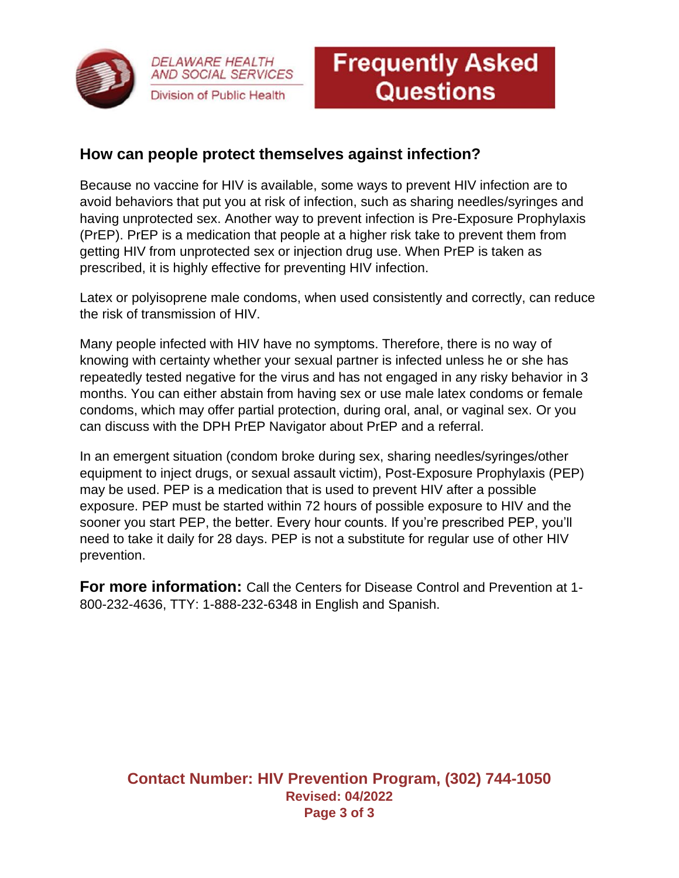## How can people protect themselves against infection?

Because no vaccine for HIV is available, some ways to prevent HIV infection are to avoid behaviors that put you at risk of infection, such as sharing needles/syringes and having unprotected sex. Another way to prevent infection is Pre-Exposure Prophylaxis (PrEP). PrEP is a medication that people at a higher risk take to prevent them from getting HIV from unprotected sex or injection drug use. When PrEP is taken as prescribed, it is highly effective for preventing HIV infection.

Latex or polyisoprene male condoms, when used consistently and correctly, can reduce the risk of transmission of HIV.

Many people infected with HIV have no symptoms. Therefore, there is no way of knowing with certainty whether your sexual partner is infected unless he or she has repeatedly tested negative for the virus and has not engaged in any risky behavior in 3 months. You can either abstain from having sex or use male latex condoms or female condoms, which may offer partial protection, during oral, anal, or vaginal sex. Or you can discuss with the DPH PrEP Navigator about PrEP and a referral.

In an emergent situation (condom broke during sex, sharing needles/syringes/other equipment to inject drugs, or sexual assault victim), Post-Exposure Prophylaxis (PEP) may be used. PEP is a medication that is used to prevent HIV after a possible exposure. PEP must be started within 72 hours of possible exposure to HIV and the sooner you start PEP, the better. Every hour counts. If you're prescribed PEP, you'll need to take it daily for 28 days. PEP is not a substitute for regular use of other HIV prevention.

**For more information:** Call the Centers for Disease Control and Prevention at 1-800-232-4636, TTY: 1-888-232-6348 in English and Spanish.

**Contact Number: HIV Prevention Program, (302) 744-1050**

**Revised: 04/2022**